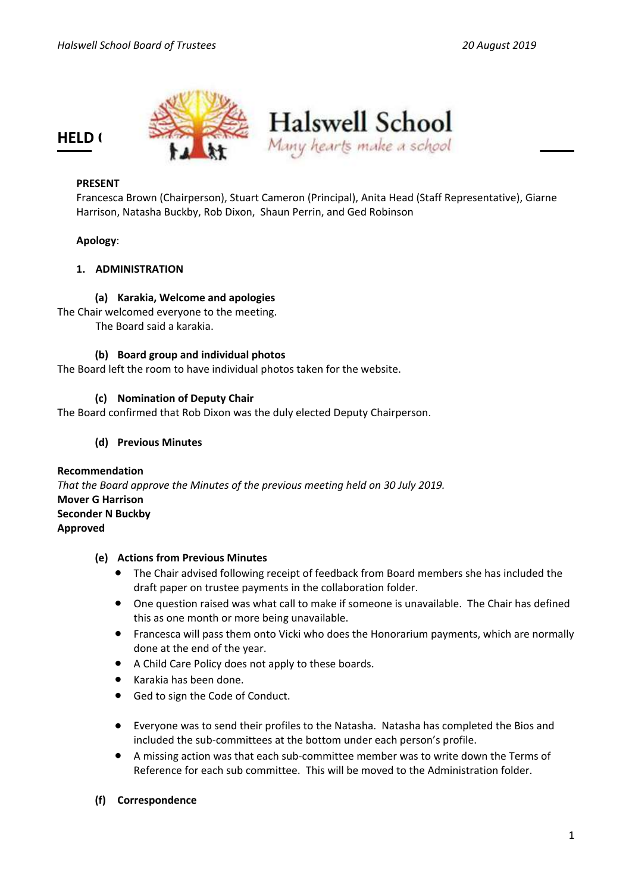## HELD (

Halswell School

Many hearts make a school

**PRESENT**

Francesca Brown (Chairperson), Stuart Cameron (Principal), Anita Head (Staff Representative), Giarne Harrison, Natasha Buckby, Rob Dixon, Shaun Perrin, and Ged Robinson

**Apology**:

### 1. ADMINISTRATION

#### (a) Karakia, Welcome and apologies

The Chair welcomed everyone to the meeting.

The Board said a karakia.

#### (b) Board group and individual photos

The Board left the room to have individual photos taken for the website.

#### (c) Nomination of Deputy Chair

The Board confirmed that Rob Dixon was the duly elected Deputy Chairperson.

#### (d) Previous Minutes

**Recommendation**

*That the Board approve the Minutes of the previous meeting held on 30 July 2019.*

**Mover G Harrison**

**Seconder N Buckby**

**Approved**

#### (e) Actions from Previous Minutes

- The Chair advised following receipt of feedback from Board members she has included the draft paper on trustee payments in the collaboration folder.
- One question raised was what call to make if someone is unavailable. The Chair has defined this as one month or more being unavailable.
- Francesca will pass them onto Vicki who does the Honorarium payments, which are normally done at the end of the year.
- A Child Care Policy does not apply to these boards.
- Karakia has been done.
- Ged to sign the Code of Conduct.
- Everyone was to send their profiles to the Natasha. Natasha has completed the Bios and included the sub-committees at the bottom under each person's profile.
- A missing action was that each sub-committee member was to write down the Terms of Reference for each sub committee. This will be moved to the Administration folder.

#### (f) Correspondence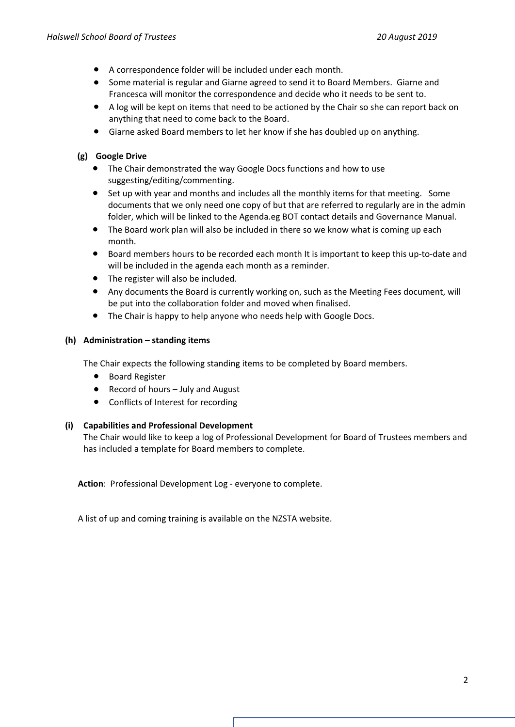- A correspondence folder will be included under each month.
- Some material is regular and Giarne agreed to send it to Board Members. Giarne and Francesca will monitor the correspondence and decide who it needs to be sent to.
- A log will be kept on items that need to be actioned by the Chair so she can report back on anything that need to come back to the Board.
- Giarne asked Board members to let her know if she has doubled up on anything.

**(g) Google Drive**

- The Chair demonstrated the way Google Docs functions and how to use suggesting/editing/commenting.
- Set up with year and months and includes all the monthly items for that meeting. Some documents that we only need one copy of but that are referred to regularly are in the admin folder, which will be linked to the Agenda.eg BOT contact details and Governance Manual.
- The Board work plan will also be included in there so we know what is coming up each month.
- Board members hours to be recorded each month It is important to keep this up-to-date and will be included in the agenda each month as a reminder.
- The register will also be included.
- Any documents the Board is currently working on, such as the Meeting Fees document, will be put into the collaboration folder and moved when finalised.
- The Chair is happy to help anyone who needs help with Google Docs.

**(h) Administration – standing items**

The Chair expects the following standing items to be completed by Board members.

- Board Register
- Record of hours – July and August
- Conflicts of Interest for recording

**(i) Capabilities and Professional Development**

The Chair would like to keep a log of Professional Development for Board of Trustees members and has included a template for Board members to complete.

**Action**: Professional Development Log - everyone to complete.

A list of up and coming training is available on the NZSTA website.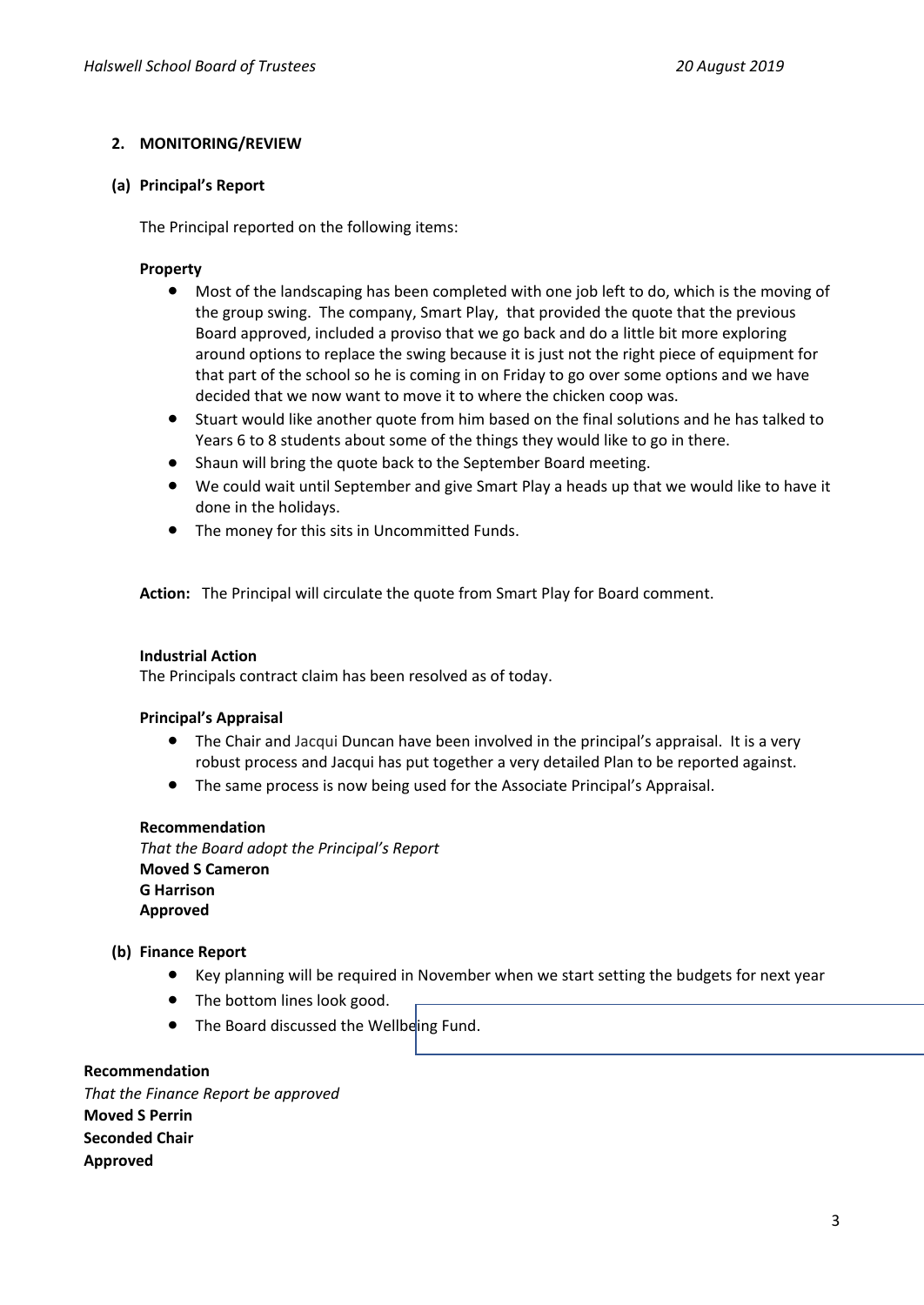## 2. MONITORING/REVIEW

### (a) Principal's Report

The Principal reported on the following items:

**Property**

- Most of the landscaping has been completed with one job left to do, which is the moving of the group swing. The company, Smart Play, that provided the quote that the previous Board approved, included a proviso that we go back and do a little bit more exploring around options to replace the swing because it is just not the right piece of equipment for that part of the school so he is coming in on Friday to go over some options and we have decided that we now want to move it to where the chicken coop was.
- Stuart would like another quote from him based on the final solutions and he has talked to Years 6 to 8 students about some of the things they would like to go in there.
- Shaun will bring the quote back to the September Board meeting.
- We could wait until September and give Smart Play a heads up that we would like to have it done in the holidays.
- The money for this sits in Uncommitted Funds.

**Action:** The Principal will circulate the quote from Smart Play for Board comment.

**Industrial Action**

The Principals contract claim has been resolved as of today.

**Principal's Appraisal**

- The Chair and Jacqui Duncan have been involved in the principal's appraisal. It is a very robust process and Jacqui has put together a very detailed Plan to be reported against.
- The same process is now being used for the Associate Principal's Appraisal.

**Recommendation**

*That the Board adopt the Principal's Report*

**Moved S Cameron**

**G Harrison**

**Approved**

### (b) Finance Report

- Key planning will be required in November when we start setting the budgets for next year
- The bottom lines look good.
- The Board discussed the Wellbeing Fund.

**Recommendation**

*That the Finance Report be approved*

**Moved S Perrin**

**Seconded Chair**

**Approved**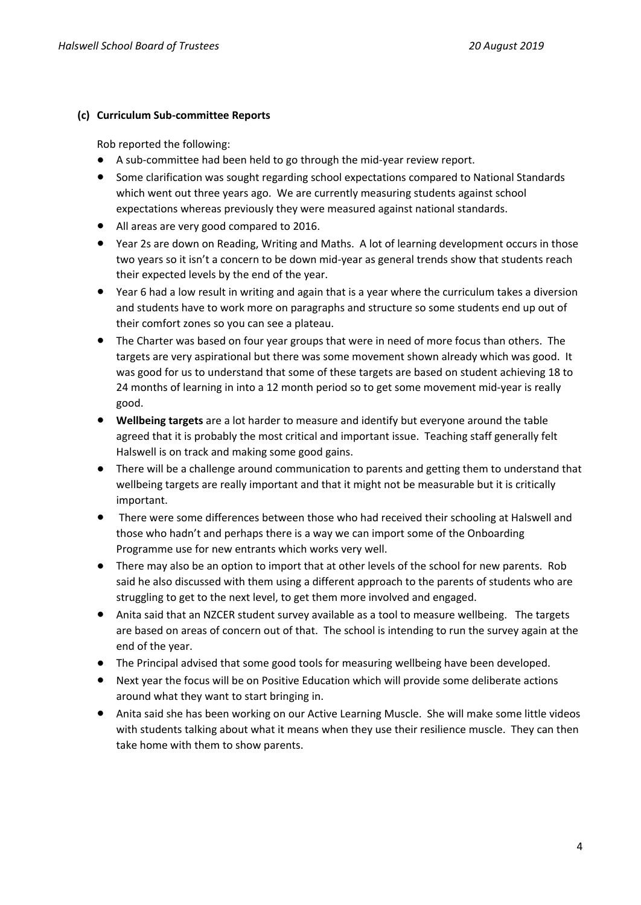### (c) Curriculum Sub-committee Reports

Rob reported the following:

- A sub-committee had been held to go through the mid-year review report.
- Some clarification was sought regarding school expectations compared to National Standards which went out three years ago. We are currently measuring students against school expectations whereas previously they were measured against national standards.
- All areas are very good compared to 2016.
- Year 2s are down on Reading, Writing and Maths. A lot of learning development occurs in those two years so it isn't a concern to be down mid-year as general trends show that students reach their expected levels by the end of the year.
- Year 6 had a low result in writing and again that is a year where the curriculum takes a diversion and students have to work more on paragraphs and structure so some students end up out of their comfort zones so you can see a plateau.
- The Charter was based on four year groups that were in need of more focus than others. The targets are very aspirational but there was some movement shown already which was good. It was good for us to understand that some of these targets are based on student achieving 18 to 24 months of learning in into a 12 month period so to get some movement mid-year is really good.
- **Wellbeing targets** are a lot harder to measure and identify but everyone around the table agreed that it is probably the most critical and important issue. Teaching staff generally felt Halswell is on track and making some good gains.
- There will be a challenge around communication to parents and getting them to understand that wellbeing targets are really important and that it might not be measurable but it is critically important.
- There were some differences between those who had received their schooling at Halswell and those who hadn't and perhaps there is a way we can import some of the Onboarding Programme use for new entrants which works very well.
- There may also be an option to import that at other levels of the school for new parents. Rob said he also discussed with them using a different approach to the parents of students who are struggling to get to the next level, to get them more involved and engaged.
- Anita said that an NZCER student survey available as a tool to measure wellbeing. The targets are based on areas of concern out of that. The school is intending to run the survey again at the end of the year.
- The Principal advised that some good tools for measuring wellbeing have been developed.
- Next year the focus will be on Positive Education which will provide some deliberate actions around what they want to start bringing in.
- Anita said she has been working on our Active Learning Muscle. She will make some little videos with students talking about what it means when they use their resilience muscle. They can then take home with them to show parents.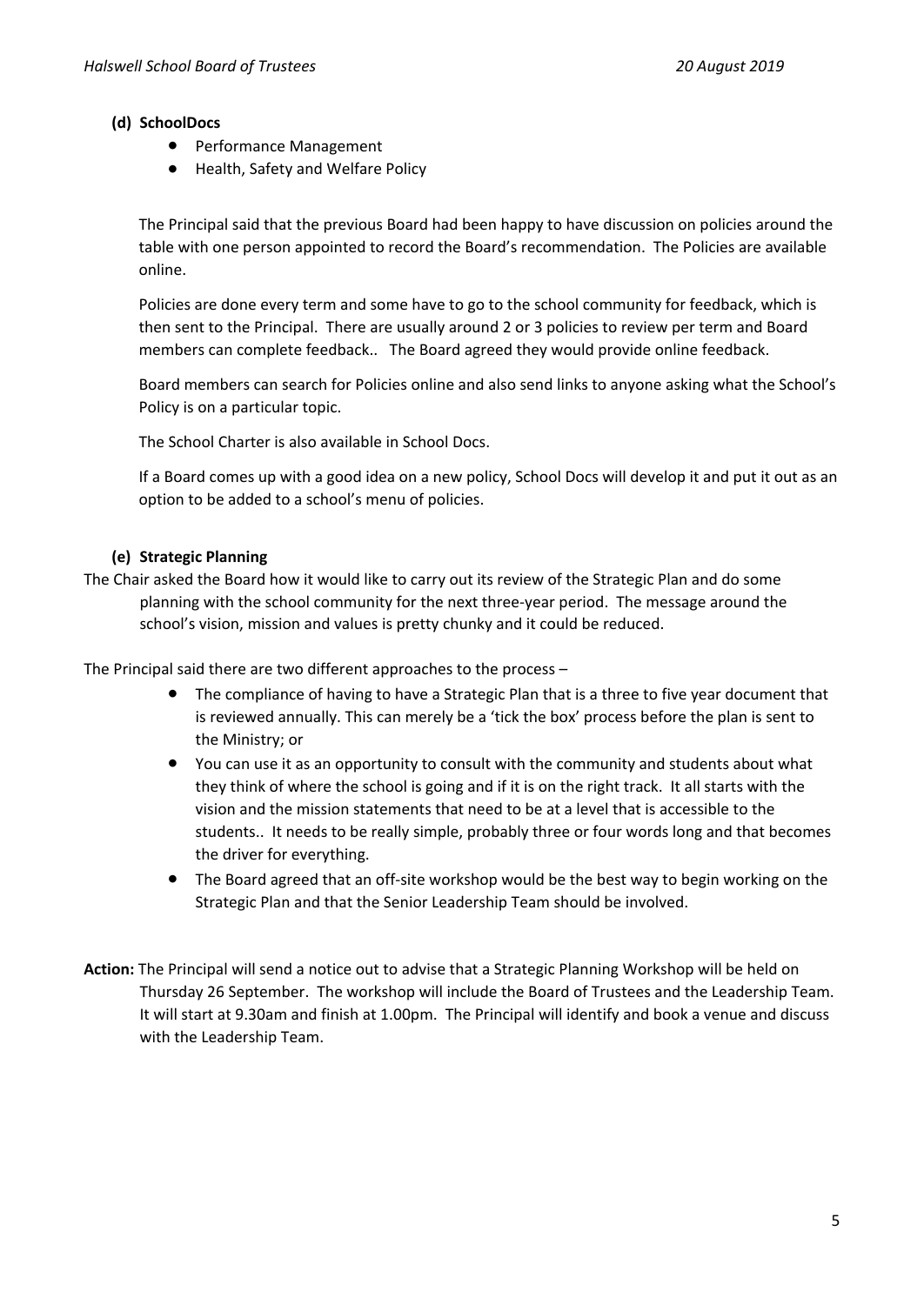**(d) SchoolDocs**

- Performance Management
- Health, Safety and Welfare Policy

The Principal said that the previous Board had been happy to have discussion on policies around the table with one person appointed to record the Board's recommendation. The Policies are available online.

Policies are done every term and some have to go to the school community for feedback, which is then sent to the Principal. There are usually around 2 or 3 policies to review per term and Board members can complete feedback.. The Board agreed they would provide online feedback.

Board members can search for Policies online and also send links to anyone asking what the School's Policy is on a particular topic.

The School Charter is also available in School Docs.

If a Board comes up with a good idea on a new policy, School Docs will develop it and put it out as an option to be added to a school's menu of policies.

**(e) Strategic Planning**

The Chair asked the Board how it would like to carry out its review of the Strategic Plan and do some planning with the school community for the next three-year period. The message around the school's vision, mission and values is pretty chunky and it could be reduced.

The Principal said there are two different approaches to the process –

- The compliance of having to have a Strategic Plan that is a three to five year document that is reviewed annually. This can merely be a 'tick the box' process before the plan is sent to the Ministry; or
- You can use it as an opportunity to consult with the community and students about what they think of where the school is going and if it is on the right track. It all starts with the vision and the mission statements that need to be at a level that is accessible to the students.. It needs to be really simple, probably three or four words long and that becomes the driver for everything.
- The Board agreed that an off-site workshop would be the best way to begin working on the Strategic Plan and that the Senior Leadership Team should be involved.

**Action:** The Principal will send a notice out to advise that a Strategic Planning Workshop will be held on Thursday 26 September. The workshop will include the Board of Trustees and the Leadership Team. It will start at 9.30am and finish at 1.00pm. The Principal will identify and book a venue and discuss with the Leadership Team.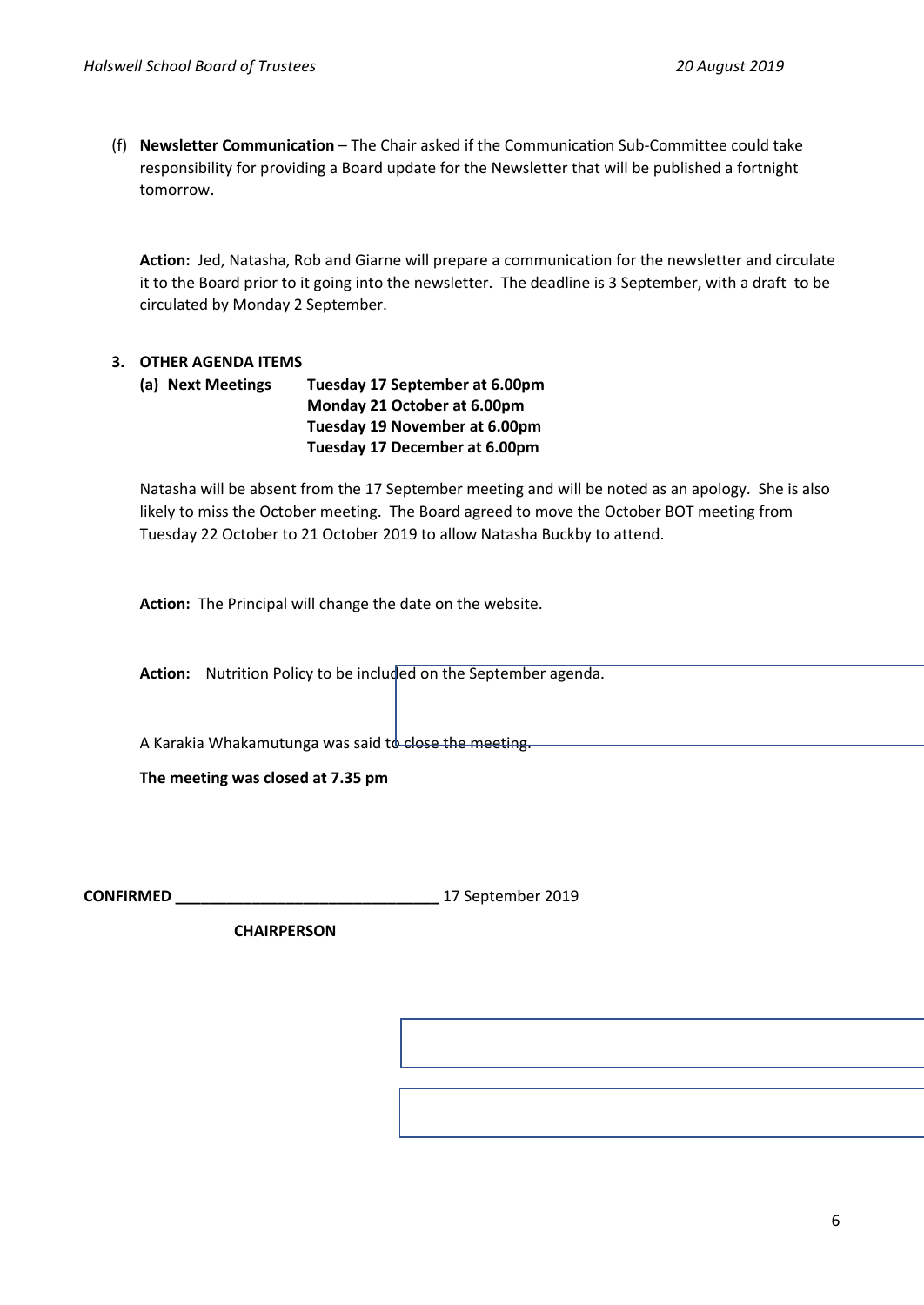(f) **Newsletter Communication** – The Chair asked if the Communication Sub-Committee could take responsibility for providing a Board update for the Newsletter that will be published a fortnight tomorrow.

**Action:** Jed, Natasha, Rob and Giarne will prepare a communication for the newsletter and circulate it to the Board prior to it going into the newsletter. The deadline is 3 September, with a draft to be circulated by Monday 2 September.

**3. OTHER AGENDA ITEMS**

**(a) Next Meetings** **Tuesday 17 September at 6.00pm**
**Monday 21 October at 6.00pm**
**Tuesday 19 November at 6.00pm**
**Tuesday 17 December at 6.00pm**

Natasha will be absent from the 17 September meeting and will be noted as an apology. She is also likely to miss the October meeting. The Board agreed to move the October BOT meeting from Tuesday 22 October to 21 October 2019 to allow Natasha Buckby to attend.

**Action:** The Principal will change the date on the website.

**Action:** Nutrition Policy to be included on the September agenda.

A Karakia Whakamutunga was said to close the meeting.

**The meeting was closed at 7.35 pm**

**CONFIRMED \_\_\_\_\_\_\_\_\_\_\_\_\_\_\_\_\_\_\_\_\_\_\_\_\_\_\_\_\_\_\_\_** 17 September 2019

**CHAIRPERSON**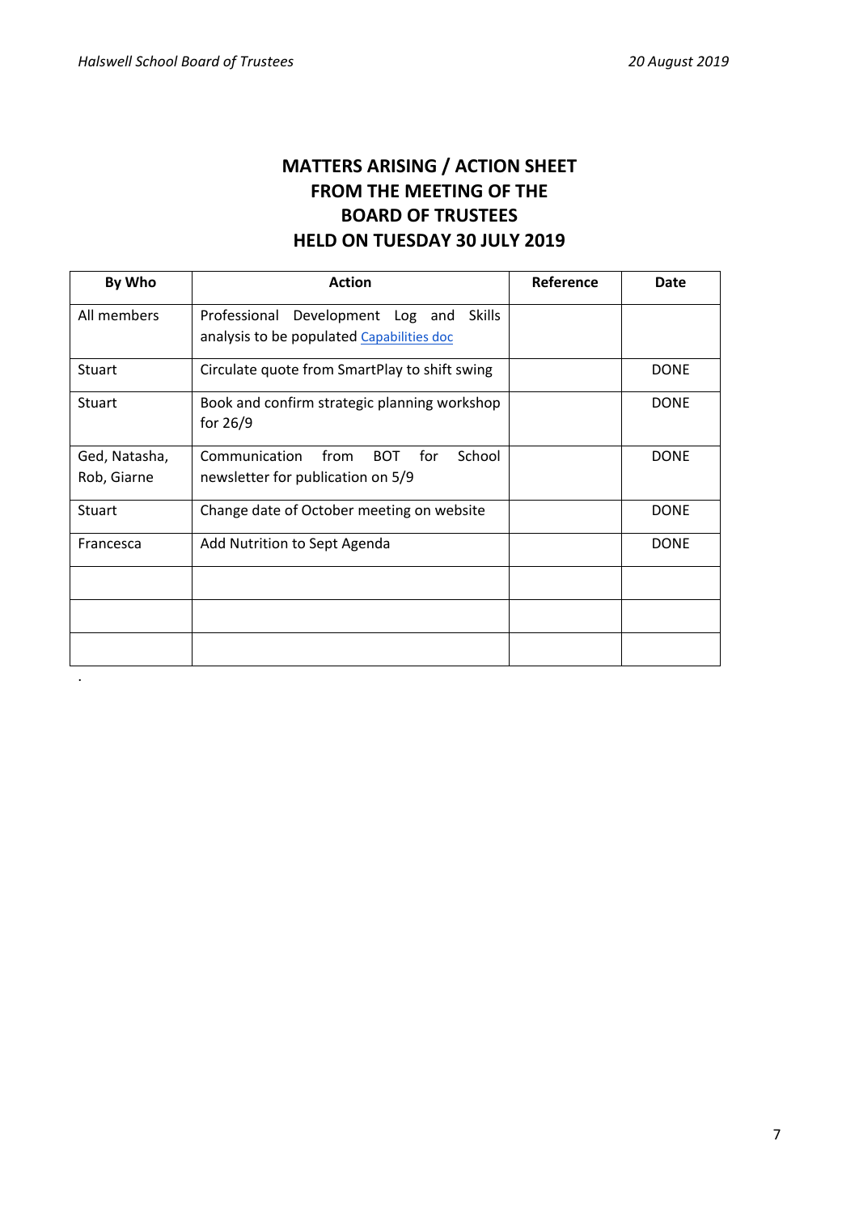# MATTERS ARISING / ACTION SHEET FROM THE MEETING OF THE BOARD OF TRUSTEES HELD ON TUESDAY 30 JULY 2019

| By Who | Action | Reference | Date |
|---|---|---|---|
| All members | Professional Development Log and Skills analysis to be populated Capabilities doc | | |
| Stuart | Circulate quote from SmartPlay to shift swing | | DONE |
| Stuart | Book and confirm strategic planning workshop for 26/9 | | DONE |
| Ged, Natasha, Rob, Giarne | Communication from BOT for School newsletter for publication on 5/9 | | DONE |
| Stuart | Change date of October meeting on website | | DONE |
| Francesca | Add Nutrition to Sept Agenda | | DONE |
| | | | |
| | | | |
| | | | |

.